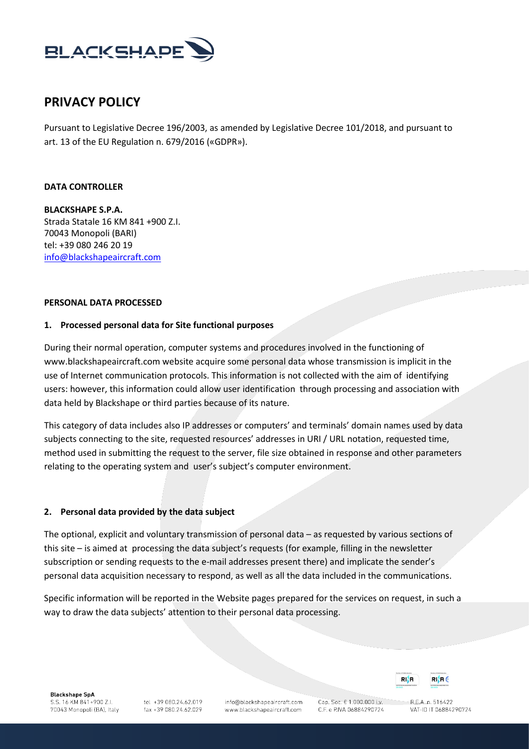# PRIVACY POLICY

Pursuant to Legislative Decree 196/2003, as amended by Legislative Decree 101/2018, and pursuant to art. 13 of the EU Regulation n. 679/2016 («GDPR»).

**DATA CONTROLLER**

**BLACKSHAPE S.P.A.**
Strada Statale 16 KM 841 +900 Z.I.
70043 Monopoli (BARI)
tel: +39 080 246 20 19
info@blackshapeaircraft.com

**PERSONAL DATA PROCESSED**

**1. Processed personal data for Site functional purposes**

During their normal operation, computer systems and procedures involved in the functioning of www.blackshapeaircraft.com website acquire some personal data whose transmission is implicit in the use of Internet communication protocols. This information is not collected with the aim of identifying users: however, this information could allow user identification through processing and association with data held by Blackshape or third parties because of its nature.

This category of data includes also IP addresses or computers' and terminals' domain names used by data subjects connecting to the site, requested resources' addresses in URI / URL notation, requested time, method used in submitting the request to the server, file size obtained in response and other parameters relating to the operating system and user's subject's computer environment.

**2. Personal data provided by the data subject**

The optional, explicit and voluntary transmission of personal data – as requested by various sections of this site – is aimed at processing the data subject's requests (for example, filling in the newsletter subscription or sending requests to the e-mail addresses present there) and implicate the sender's personal data acquisition necessary to respond, as well as all the data included in the communications.

Specific information will be reported in the Website pages prepared for the services on request, in such a way to draw the data subjects' attention to their personal data processing.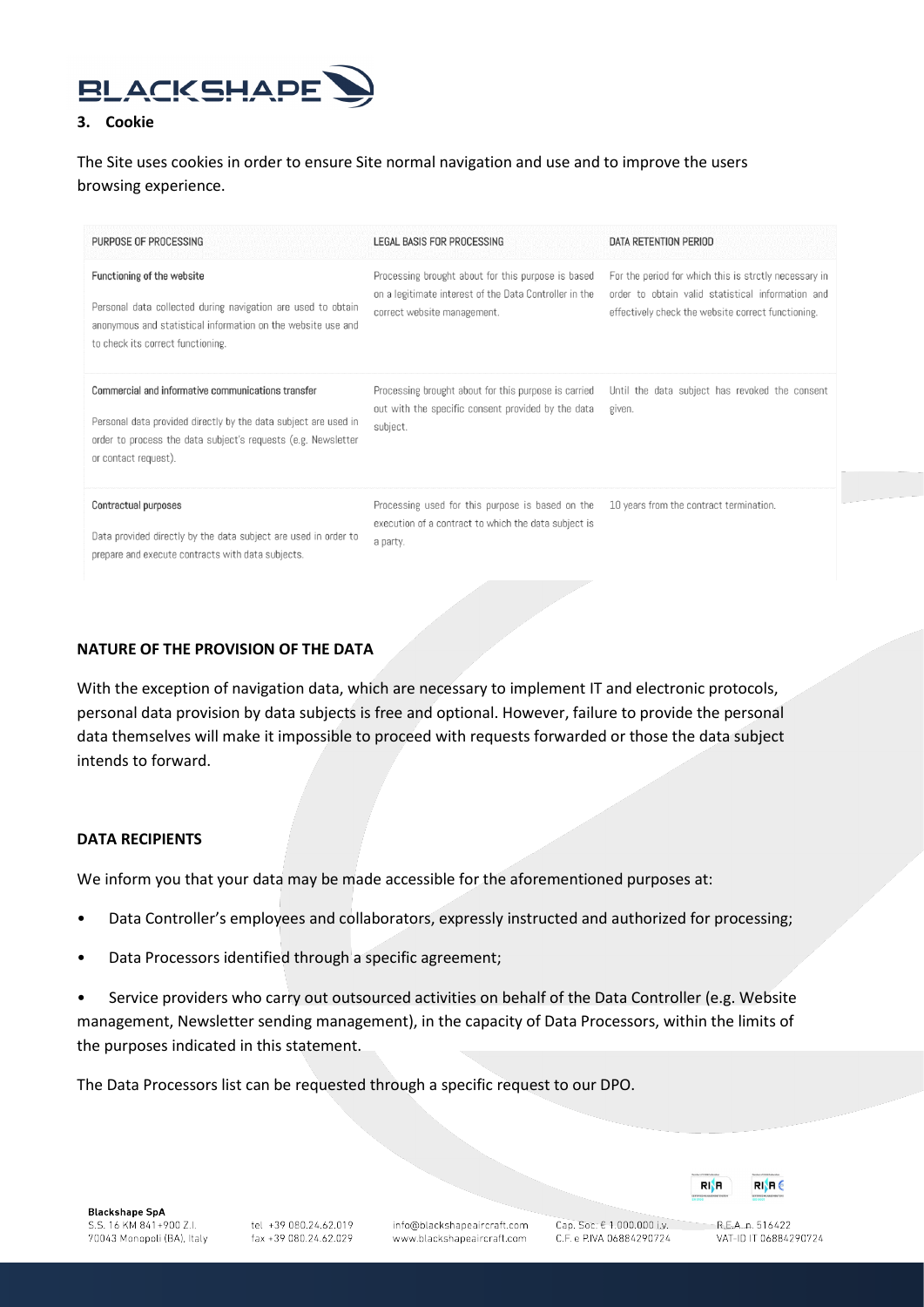## 3. Cookie

The Site uses cookies in order to ensure Site normal navigation and use and to improve the users browsing experience.

| PURPOSE OF PROCESSING | LEGAL BASIS FOR PROCESSING | DATA RETENTION PERIOD |
|---|---|---|
| **Functioning of the website**<br>Personal data collected during navigation are used to obtain anonymous and statistical information on the website use and to check its correct functioning. | Processing brought about for this purpose is based on a legitimate interest of the Data Controller in the correct website management. | For the period for which this is strctly necessary in order to obtain valid statistical information and effectively check the website correct functioning. |
| **Commercial and informative communications transfer**<br>Personal data provided directly by the data subject are used in order to process the data subject's requests (e.g. Newsletter or contact request). | Processing brought about for this purpose is carried out with the specific consent provided by the data subject. | Until the data subject has revoked the consent given. |
| **Contractual purposes**<br>Data provided directly by the data subject are used in order to prepare and execute contracts with data subjects. | Processing used for this purpose is based on the execution of a contract to which the data subject is a party. | 10 years from the contract termination. |

**NATURE OF THE PROVISION OF THE DATA**

With the exception of navigation data, which are necessary to implement IT and electronic protocols, personal data provision by data subjects is free and optional. However, failure to provide the personal data themselves will make it impossible to proceed with requests forwarded or those the data subject intends to forward.

**DATA RECIPIENTS**

We inform you that your data may be made accessible for the aforementioned purposes at:

- Data Controller's employees and collaborators, expressly instructed and authorized for processing;
- Data Processors identified through a specific agreement;
- Service providers who carry out outsourced activities on behalf of the Data Controller (e.g. Website management, Newsletter sending management), in the capacity of Data Processors, within the limits of the purposes indicated in this statement.

The Data Processors list can be requested through a specific request to our DPO.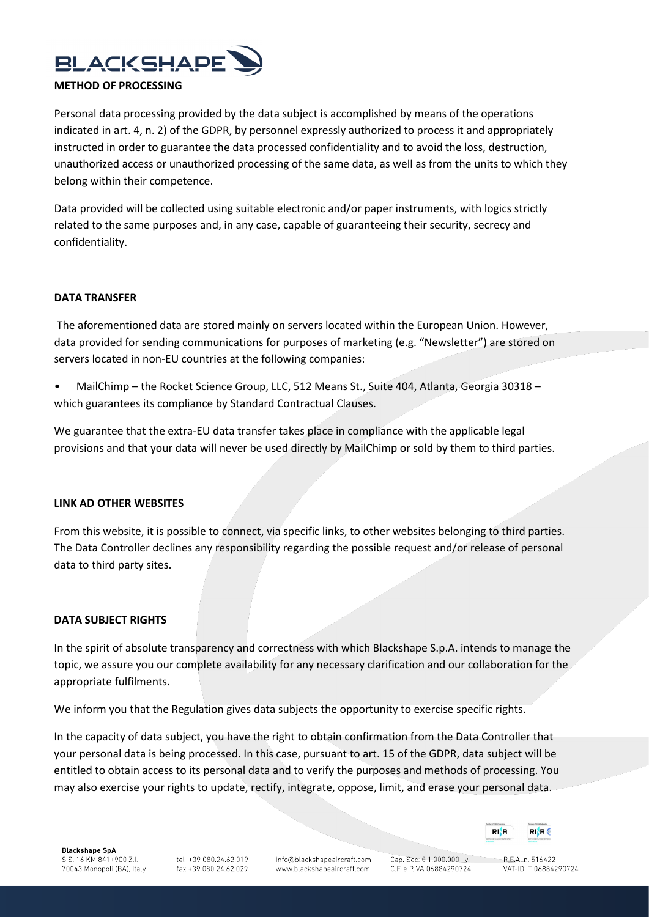## METHOD OF PROCESSING

Personal data processing provided by the data subject is accomplished by means of the operations indicated in art. 4, n. 2) of the GDPR, by personnel expressly authorized to process it and appropriately instructed in order to guarantee the data processed confidentiality and to avoid the loss, destruction, unauthorized access or unauthorized processing of the same data, as well as from the units to which they belong within their competence.

Data provided will be collected using suitable electronic and/or paper instruments, with logics strictly related to the same purposes and, in any case, capable of guaranteeing their security, secrecy and confidentiality.

## DATA TRANSFER

The aforementioned data are stored mainly on servers located within the European Union. However, data provided for sending communications for purposes of marketing (e.g. "Newsletter") are stored on servers located in non-EU countries at the following companies:

- MailChimp – the Rocket Science Group, LLC, 512 Means St., Suite 404, Atlanta, Georgia 30318 – which guarantees its compliance by Standard Contractual Clauses.

We guarantee that the extra-EU data transfer takes place in compliance with the applicable legal provisions and that your data will never be used directly by MailChimp or sold by them to third parties.

## LINK AD OTHER WEBSITES

From this website, it is possible to connect, via specific links, to other websites belonging to third parties. The Data Controller declines any responsibility regarding the possible request and/or release of personal data to third party sites.

## DATA SUBJECT RIGHTS

In the spirit of absolute transparency and correctness with which Blackshape S.p.A. intends to manage the topic, we assure you our complete availability for any necessary clarification and our collaboration for the appropriate fulfilments.

We inform you that the Regulation gives data subjects the opportunity to exercise specific rights.

In the capacity of data subject, you have the right to obtain confirmation from the Data Controller that your personal data is being processed. In this case, pursuant to art. 15 of the GDPR, data subject will be entitled to obtain access to its personal data and to verify the purposes and methods of processing. You may also exercise your rights to update, rectify, integrate, oppose, limit, and erase your personal data.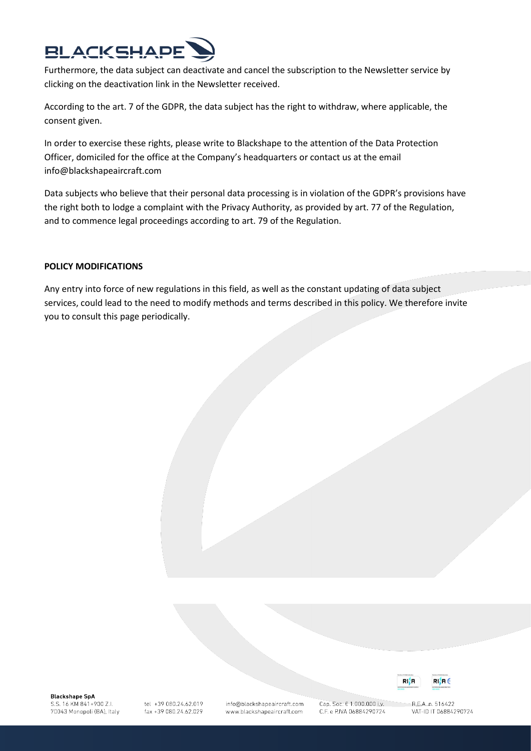Furthermore, the data subject can deactivate and cancel the subscription to the Newsletter service by clicking on the deactivation link in the Newsletter received.

According to the art. 7 of the GDPR, the data subject has the right to withdraw, where applicable, the consent given.

In order to exercise these rights, please write to Blackshape to the attention of the Data Protection Officer, domiciled for the office at the Company's headquarters or contact us at the email info@blackshapeaircraft.com

Data subjects who believe that their personal data processing is in violation of the GDPR's provisions have the right both to lodge a complaint with the Privacy Authority, as provided by art. 77 of the Regulation, and to commence legal proceedings according to art. 79 of the Regulation.

**POLICY MODIFICATIONS**

Any entry into force of new regulations in this field, as well as the constant updating of data subject services, could lead to the need to modify methods and terms described in this policy. We therefore invite you to consult this page periodically.